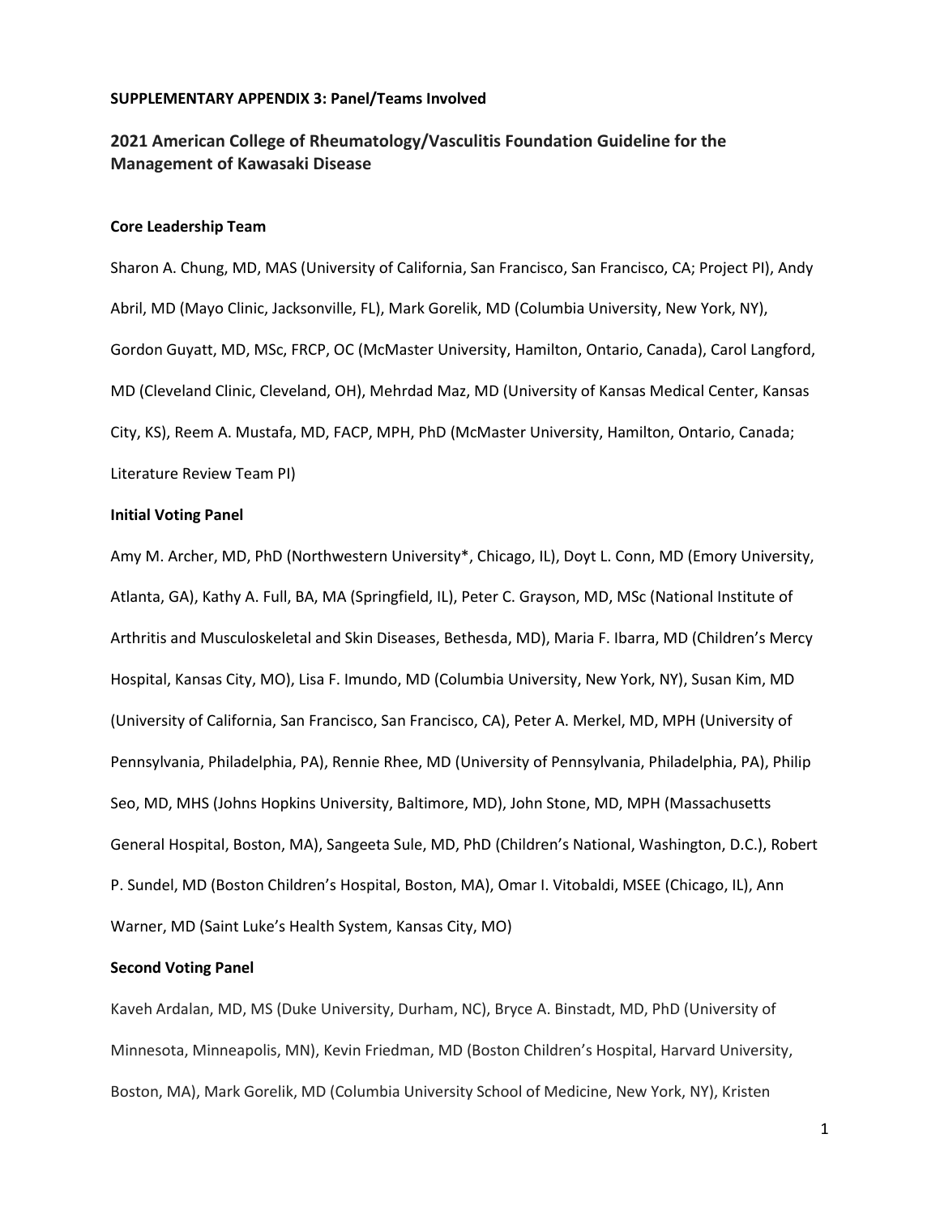**SUPPLEMENTARY APPENDIX 3: Panel/Teams Involved**

## 2021 American College of Rheumatology/Vasculitis Foundation Guideline for the Management of Kawasaki Disease

### Core Leadership Team

Sharon A. Chung, MD, MAS (University of California, San Francisco, San Francisco, CA; Project PI), Andy Abril, MD (Mayo Clinic, Jacksonville, FL), Mark Gorelik, MD (Columbia University, New York, NY), Gordon Guyatt, MD, MSc, FRCP, OC (McMaster University, Hamilton, Ontario, Canada), Carol Langford, MD (Cleveland Clinic, Cleveland, OH), Mehrdad Maz, MD (University of Kansas Medical Center, Kansas City, KS), Reem A. Mustafa, MD, FACP, MPH, PhD (McMaster University, Hamilton, Ontario, Canada; Literature Review Team PI)

### Initial Voting Panel

Amy M. Archer, MD, PhD (Northwestern University*, Chicago, IL), Doyt L. Conn, MD (Emory University, Atlanta, GA), Kathy A. Full, BA, MA (Springfield, IL), Peter C. Grayson, MD, MSc (National Institute of Arthritis and Musculoskeletal and Skin Diseases, Bethesda, MD), Maria F. Ibarra, MD (Children's Mercy Hospital, Kansas City, MO), Lisa F. Imundo, MD (Columbia University, New York, NY), Susan Kim, MD (University of California, San Francisco, San Francisco, CA), Peter A. Merkel, MD, MPH (University of Pennsylvania, Philadelphia, PA), Rennie Rhee, MD (University of Pennsylvania, Philadelphia, PA), Philip Seo, MD, MHS (Johns Hopkins University, Baltimore, MD), John Stone, MD, MPH (Massachusetts General Hospital, Boston, MA), Sangeeta Sule, MD, PhD (Children's National, Washington, D.C.), Robert P. Sundel, MD (Boston Children's Hospital, Boston, MA), Omar I. Vitobaldi, MSEE (Chicago, IL), Ann Warner, MD (Saint Luke's Health System, Kansas City, MO)

### Second Voting Panel

Kaveh Ardalan, MD, MS (Duke University, Durham, NC), Bryce A. Binstadt, MD, PhD (University of Minnesota, Minneapolis, MN), Kevin Friedman, MD (Boston Children's Hospital, Harvard University, Boston, MA), Mark Gorelik, MD (Columbia University School of Medicine, New York, NY), Kristen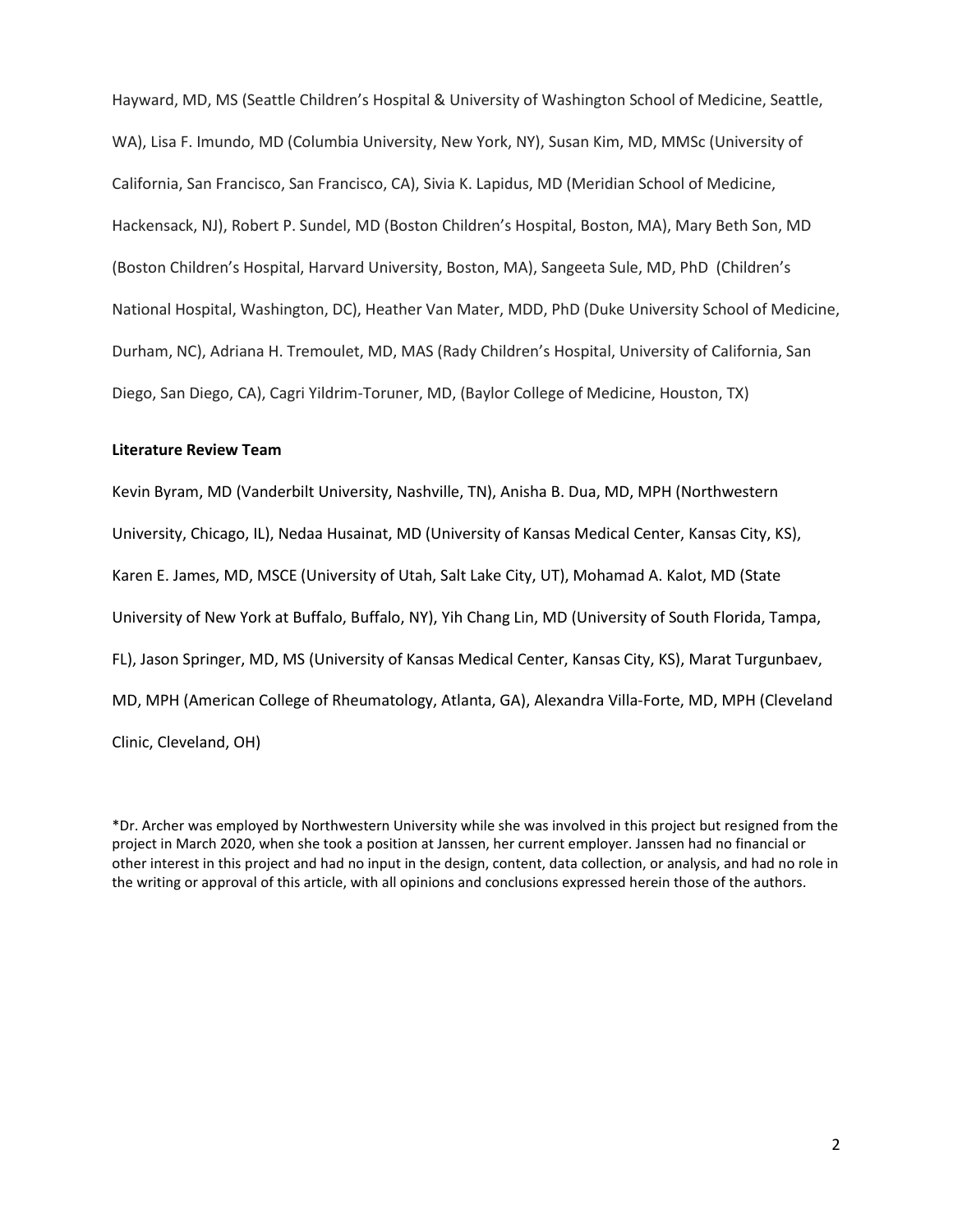Hayward, MD, MS (Seattle Children's Hospital & University of Washington School of Medicine, Seattle, WA), Lisa F. Imundo, MD (Columbia University, New York, NY), Susan Kim, MD, MMSc (University of California, San Francisco, San Francisco, CA), Sivia K. Lapidus, MD (Meridian School of Medicine, Hackensack, NJ), Robert P. Sundel, MD (Boston Children's Hospital, Boston, MA), Mary Beth Son, MD (Boston Children's Hospital, Harvard University, Boston, MA), Sangeeta Sule, MD, PhD (Children's National Hospital, Washington, DC), Heather Van Mater, MDD, PhD (Duke University School of Medicine, Durham, NC), Adriana H. Tremoulet, MD, MAS (Rady Children's Hospital, University of California, San Diego, San Diego, CA), Cagri Yildrim-Toruner, MD, (Baylor College of Medicine, Houston, TX)

**Literature Review Team**

Kevin Byram, MD (Vanderbilt University, Nashville, TN), Anisha B. Dua, MD, MPH (Northwestern University, Chicago, IL), Nedaa Husainat, MD (University of Kansas Medical Center, Kansas City, KS), Karen E. James, MD, MSCE (University of Utah, Salt Lake City, UT), Mohamad A. Kalot, MD (State University of New York at Buffalo, Buffalo, NY), Yih Chang Lin, MD (University of South Florida, Tampa, FL), Jason Springer, MD, MS (University of Kansas Medical Center, Kansas City, KS), Marat Turgunbaev, MD, MPH (American College of Rheumatology, Atlanta, GA), Alexandra Villa-Forte, MD, MPH (Cleveland Clinic, Cleveland, OH)

*Dr. Archer was employed by Northwestern University while she was involved in this project but resigned from the project in March 2020, when she took a position at Janssen, her current employer. Janssen had no financial or other interest in this project and had no input in the design, content, data collection, or analysis, and had no role in the writing or approval of this article, with all opinions and conclusions expressed herein those of the authors.